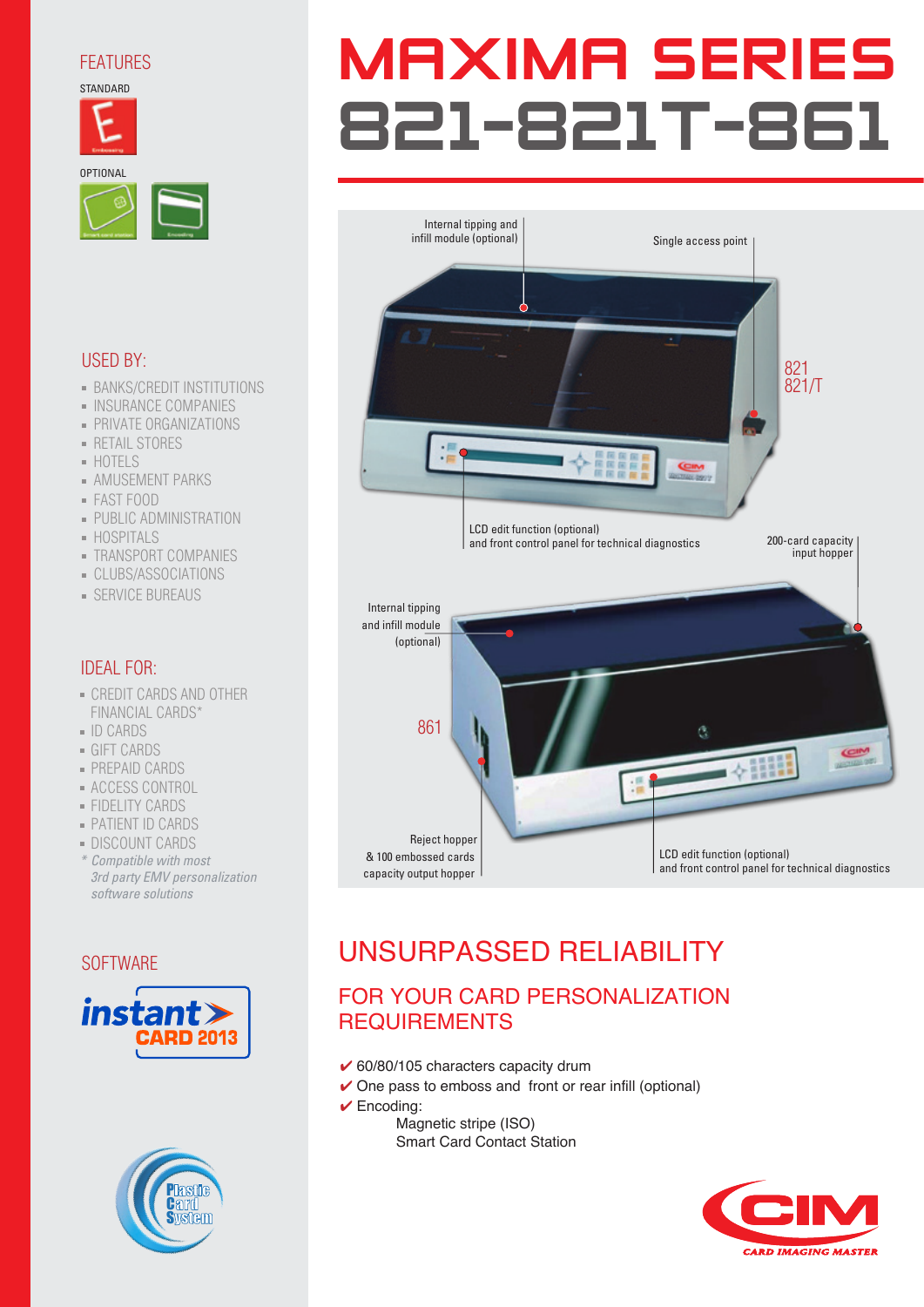# MAXIMA SERIES 821-821T-861

## FEATURES

STANDARD

OPTIONAL

## USED BY:

- BANKS/CREDIT INSTITUTIONS
- INSURANCE COMPANIES
- PRIVATE ORGANIZATIONS
- RETAIL STORES
- HOTELS
- AMUSEMENT PARKS
- FAST FOOD
- PUBLIC ADMINISTRATION
- HOSPITALS
- TRANSPORT COMPANIES
- CLUBS/ASSOCIATIONS
- SERVICE BUREAUS

## IDEAL FOR:

- CREDIT CARDS AND OTHER FINANCIAL CARDS*
- ID CARDS
- GIFT CARDS
- PREPAID CARDS
- ACCESS CONTROL
- FIDELITY CARDS
- PATIENT ID CARDS
- DISCOUNT CARDS

*\* Compatible with most 3rd party EMV personalization software solutions*

## SOFTWARE

instant CARD 2013

Plastic Card System

---

Internal tipping and infill module (optional)

Single access point

821
821/T

LCD edit function (optional) and front control panel for technical diagnostics

200-card capacity input hopper

Internal tipping and infill module (optional)

861

Reject hopper & 100 embossed cards capacity output hopper

LCD edit function (optional) and front control panel for technical diagnostics

## UNSURPASSED RELIABILITY

### FOR YOUR CARD PERSONALIZATION REQUIREMENTS

- ✔ 60/80/105 characters capacity drum
- ✔ One pass to emboss and front or rear infill (optional)
- ✔ Encoding:
  - Magnetic stripe (ISO)
  - Smart Card Contact Station

CIM CARD IMAGING MASTER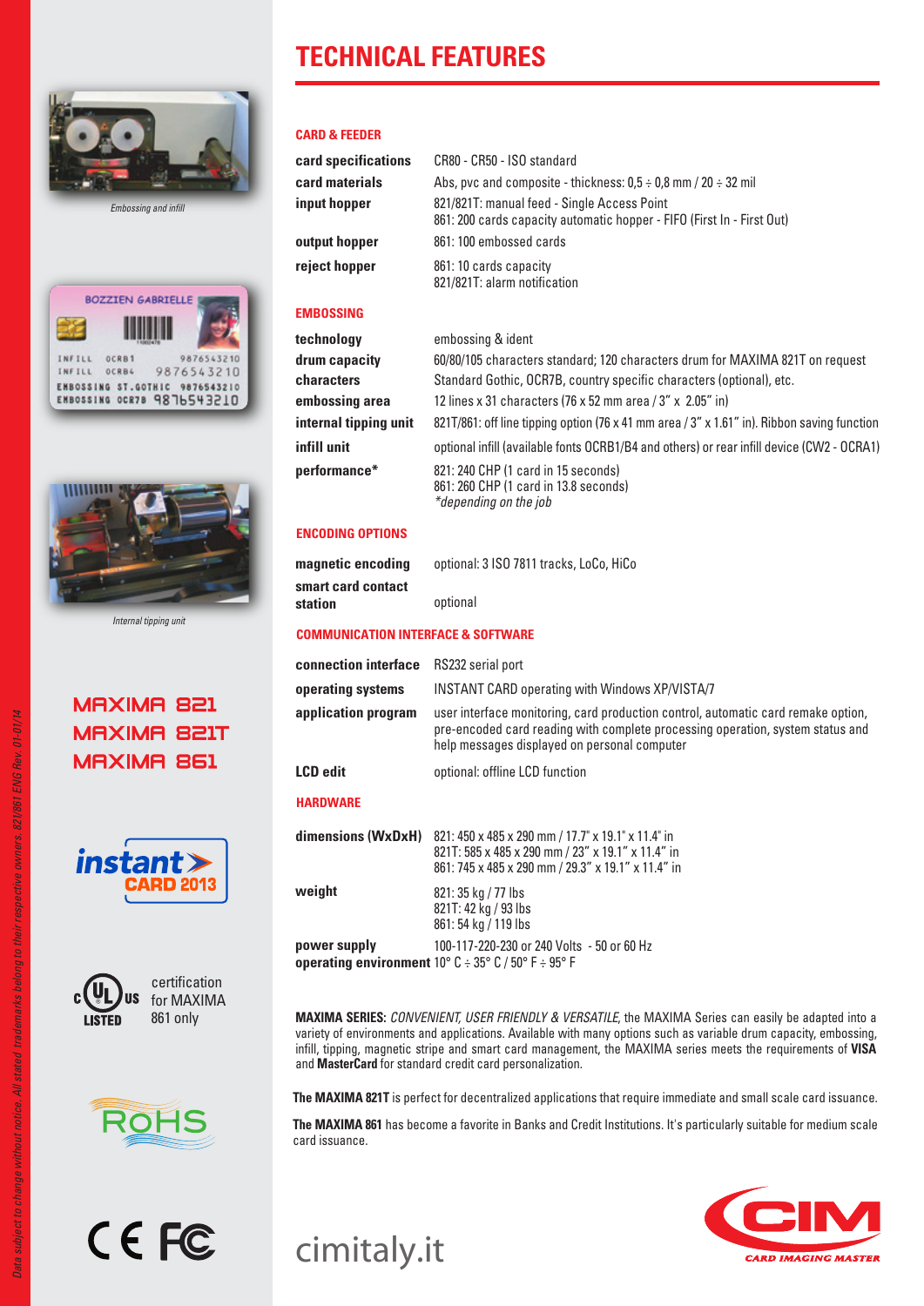# TECHNICAL FEATURES

### CARD & FEEDER

| | |
|---|---|
| **card specifications** | CR80 - CR50 - ISO standard |
| **card materials** | Abs, pvc and composite - thickness: 0,5 ÷ 0,8 mm / 20 ÷ 32 mil |
| **input hopper** | 821/821T: manual feed - Single Access Point<br>861: 200 cards capacity automatic hopper - FIFO (First In - First Out) |
| **output hopper** | 861: 100 embossed cards |
| **reject hopper** | 861: 10 cards capacity<br>821/821T: alarm notification |

### EMBOSSING

| | |
|---|---|
| **technology** | embossing & ident |
| **drum capacity** | 60/80/105 characters standard; 120 characters drum for MAXIMA 821T on request |
| **characters** | Standard Gothic, OCR7B, country specific characters (optional), etc. |
| **embossing area** | 12 lines x 31 characters (76 x 52 mm area / 3" x 2.05" in) |
| **internal tipping unit** | 821T/861: off line tipping option (76 x 41 mm area / 3" x 1.61" in). Ribbon saving function |
| **infill unit** | optional infill (available fonts OCRB1/B4 and others) or rear infill device (CW2 - OCRA1) |
| **performance*** | 821: 240 CHP (1 card in 15 seconds)<br>861: 260 CHP (1 card in 13.8 seconds)<br>*\*depending on the job* |

### ENCODING OPTIONS

| | |
|---|---|
| **magnetic encoding** | optional: 3 ISO 7811 tracks, LoCo, HiCo |
| **smart card contact station** | optional |

### COMMUNICATION INTERFACE & SOFTWARE

| | |
|---|---|
| **connection interface** | RS232 serial port |
| **operating systems** | INSTANT CARD operating with Windows XP/VISTA/7 |
| **application program** | user interface monitoring, card production control, automatic card remake option, pre-encoded card reading with complete processing operation, system status and help messages displayed on personal computer |
| **LCD edit** | optional: offline LCD function |

### HARDWARE

| | |
|---|---|
| **dimensions (WxDxH)** | 821: 450 x 485 x 290 mm / 17.7" x 19.1" x 11.4" in<br>821T: 585 x 485 x 290 mm / 23" x 19.1" x 11.4" in<br>861: 745 x 485 x 290 mm / 29.3" x 19.1" x 11.4" in |
| **weight** | 821: 35 kg / 77 lbs<br>821T: 42 kg / 93 lbs<br>861: 54 kg / 119 lbs |
| **power supply** | 100-117-220-230 or 240 Volts - 50 or 60 Hz |
| **operating environment** | 10° C ÷ 35° C / 50° F ÷ 95° F |

**MAXIMA SERIES:** *CONVENIENT, USER FRIENDLY & VERSATILE*, the MAXIMA Series can easily be adapted into a variety of environments and applications. Available with many options such as variable drum capacity, embossing, infill, tipping, magnetic stripe and smart card management, the MAXIMA series meets the requirements of **VISA** and **MasterCard** for standard credit card personalization.

**The MAXIMA 821T** is perfect for decentralized applications that require immediate and small scale card issuance.

**The MAXIMA 861** has become a favorite in Banks and Credit Institutions. It's particularly suitable for medium scale card issuance.

*Embossing and infill*

*Internal tipping unit*

MAXIMA 821
MAXIMA 821T
MAXIMA 861

instant CARD 2013

c UL us LISTED certification for MAXIMA 861 only

RoHS

CE FC

cimitaly.it

CIM CARD IMAGING MASTER

*Data subject to change without notice. All stated trademarks belong to their respective owners. 821/861 ENG Rev. 01-01/14*